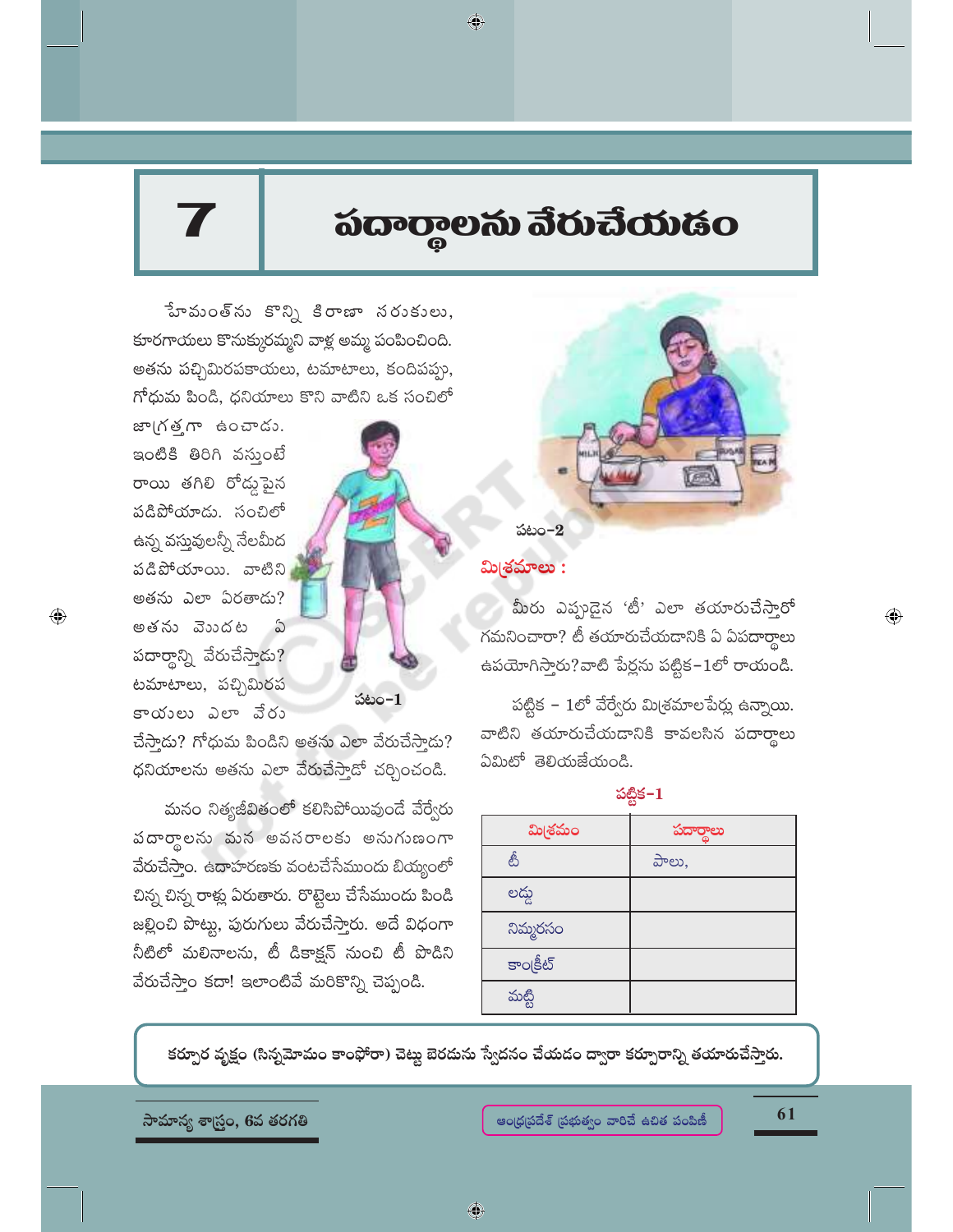# 7 పదార్థాలను వేరుచేయడం

హేమంత్‌ను కొన్ని కిరాణా సరుకులు, కూరగాయలు కొనుక్కురమ్మని వాళ్ల అమ్మ పంపించింది. అతను పచ్చిమిరపకాయలు, టమాటాలు, కందిపప్పు, గోధుమ పిండి, ధనియాలు కొని వాటిని ఒక సంచిలో జాగ్రత్తగా ఉంచాడు. ఇంటికి తిరిగి వస్తుంటే రాయి తగిలి రోడ్డుపైన పడిపోయాడు. సంచిలో ఉన్న వస్తువులన్నీ నేలమీద పడిపోయాయి. వాటిని అతను ఎలా ఏరతాడు? అతను మొదట ఏ పదార్థాన్ని వేరుచేస్తాడు? టమాటాలు, పచ్చిమిరపకాయలు ఎలా వేరు చేస్తాడు? గోధుమ పిండిని అతను ఎలా వేరుచేస్తాడు? ధనియాలను అతను ఎలా వేరుచేస్తాడో చర్చించండి.

పటం-1

మనం నిత్యజీవితంలో కలిసిపోయివుండే వేర్వేరు పదార్థాలను మన అవసరాలకు అనుగుణంగా వేరుచేస్తాం. ఉదాహరణకు వంటచేసేముందు బియ్యంలో చిన్న చిన్న రాళ్లు ఏరుతారు. రొట్టెలు చేసేముందు పిండి జల్లించి పొట్టు, పురుగులు వేరుచేస్తారు. అదే విధంగా నీటిలో మలినాలను, టీ డికాక్షన్ నుంచి టీ పొడిని వేరుచేస్తాం కదా! ఇలాంటివే మరికొన్ని చెప్పండి.

పటం-2

## మిశ్రమాలు :

మీరు ఎప్పుడైన 'టీ' ఎలా తయారుచేస్తారో గమనించారా? టీ తయారుచేయడానికి ఏ ఏపదార్థాలు ఉపయోగిస్తారు? వాటి పేర్లను పట్టిక-1లో రాయండి.

పట్టిక - 1లో వేర్వేరు మిశ్రమాలపేర్లు ఉన్నాయి. వాటిని తయారుచేయడానికి కావలసిన పదార్థాలు ఏమిటో తెలియజేయండి.

పట్టిక-1

| మిశ్రమం | పదార్థాలు |
|---|---|
| టీ | పాలు, |
| లడ్డు | |
| నిమ్మరసం | |
| కాంక్రీట్ | |
| మట్టి | |

కర్పూర వృక్షం (సిన్నమోమం కాంఫోరా) చెట్టు బెరడును స్వేదనం చేయడం ద్వారా కర్పూరాన్ని తయారుచేస్తారు.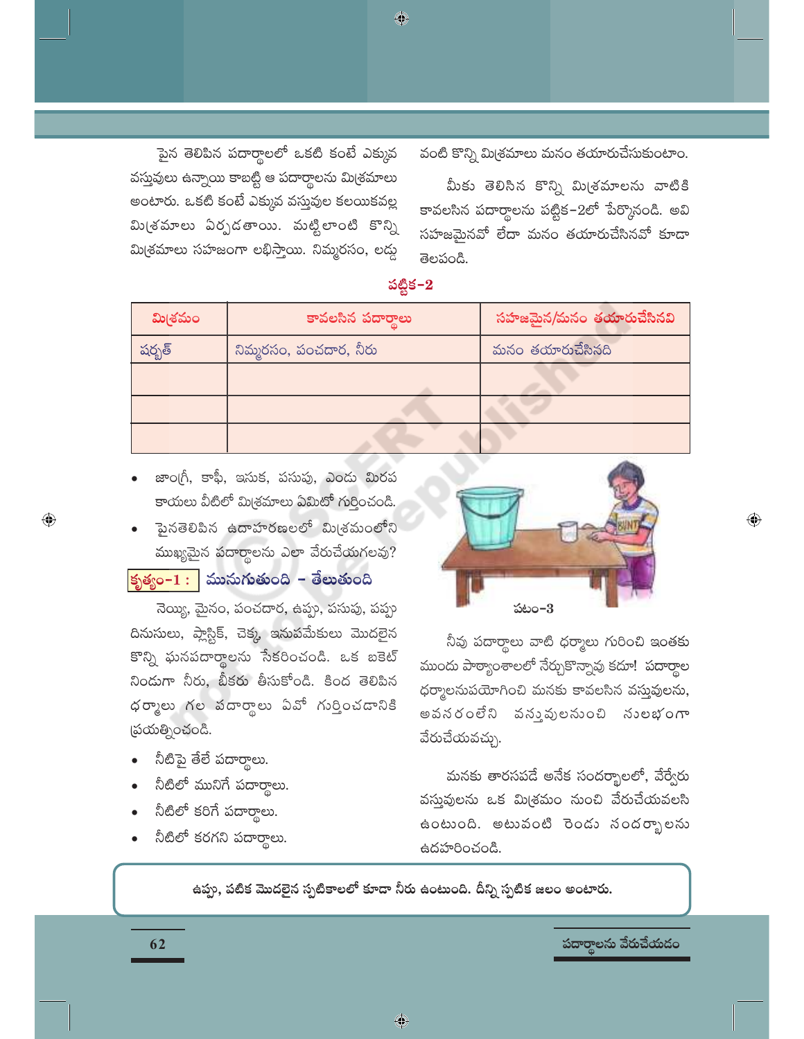పైన తెలిపిన పదార్థాలలో ఒకటి కంటే ఎక్కువ వస్తువులు ఉన్నాయి కాబట్టి ఆ పదార్థాలను మిశ్రమాలు అంటారు. ఒకటి కంటే ఎక్కువ వస్తువుల కలయికవల్ల మిశ్రమాలు ఏర్పడతాయి. మట్టిలాంటి కొన్ని మిశ్రమాలు సహజంగా లభిస్తాయి. నిమ్మరసం, లడ్డు వంటి కొన్ని మిశ్రమాలు మనం తయారుచేసుకుంటాం.

మీకు తెలిసిన కొన్ని మిశ్రమాలను వాటికి కావలసిన పదార్థాలను పట్టిక-2లో పేర్కొనండి. అవి సహజమైనవో లేదా మనం తయారుచేసినవో కూడా తెలపండి.

**పట్టిక-2**

| మిశ్రమం | కావలసిన పదార్థాలు | సహజమైన/మనం తయారుచేసినవి |
|---|---|---|
| షర్బత్ | నిమ్మరసం, పంచదార, నీరు | మనం తయారుచేసినది |
| | | |
| | | |
| | | |

- జాంగ్రీ, కాఫీ, ఇసుక, పసుపు, ఎండు మిరప కాయలు వీటిలో మిశ్రమాలు ఏమిటో గుర్తించండి.
- పైనతెలిపిన ఉదాహరణలలో మిశ్రమంలోని ముఖ్యమైన పదార్థాలను ఎలా వేరుచేయగలవు?

### కృత్యం-1 : మునుగుతుంది - తేలుతుంది

నెయ్యి, మైనం, పంచదార, ఉప్పు, పసుపు, పప్పు దినుసులు, ప్లాస్టిక్, చెక్క, ఇనుపమేకులు మొదలైన కొన్ని ఘనపదార్థాలను సేకరించండి. ఒక బకెట్ నిండుగా నీరు, బీకరు తీసుకోండి. కింద తెలిపిన ధర్మాలు గల పదార్థాలు ఏవో గుర్తించడానికి ప్రయత్నించండి.

- నీటిపై తేలే పదార్థాలు.
- నీటిలో మునిగే పదార్థాలు.
- నీటిలో కరిగే పదార్థాలు.
- నీటిలో కరగని పదార్థాలు.

పటం-3

నీవు పదార్థాలు వాటి ధర్మాలు గురించి ఇంతకు ముందు పాఠ్యాంశాలలో నేర్చుకొన్నావు కదూ! పదార్థాల ధర్మాలనుపయోగించి మనకు కావలసిన వస్తువులను, అవసరంలేని వస్తువులనుంచి సులభంగా వేరుచేయవచ్చు.

మనకు తారసపడే అనేక సందర్భాలలో, వేర్వేరు వస్తువులను ఒక మిశ్రమం నుంచి వేరుచేయవలసి ఉంటుంది. అటువంటి రెండు సందర్భాలను ఉదహరించండి.

**ఉప్పు, పటిక మొదలైన స్ఫటికాలలో కూడా నీరు ఉంటుంది. దీన్ని స్ఫటిక జలం అంటారు.**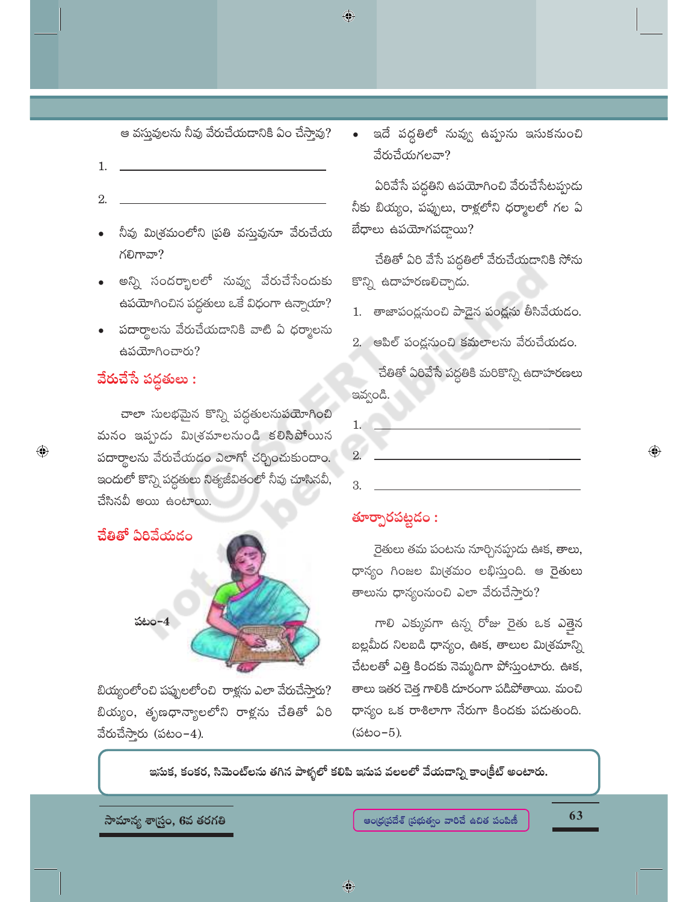ఆ వస్తువులను నీవు వేరుచేయడానికి ఏం చేస్తావు?

1. ______________________

2. ______________________

- నీవు మిశ్రమంలోని ప్రతి వస్తువునూ వేరుచేయ గలిగావా?
- అన్ని సందర్భాలలో నువ్వు వేరుచేసేందుకు ఉపయోగించిన పద్ధతులు ఒకే విధంగా ఉన్నాయా?
- పదార్థాలను వేరుచేయడానికి వాటి ఏ ధర్మాలను ఉపయోగించారు?

## వేరుచేసే పద్ధతులు :

చాలా సులభమైన కొన్ని పద్ధతులనుపయోగించి మనం ఇప్పుడు మిశ్రమాలనుండి కలిసిపోయిన పదార్థాలను వేరుచేయడం ఎలాగో చర్చించుకుందాం. ఇందులో కొన్ని పద్ధతులు నిత్యజీవితంలో నీవు చూసినవీ, చేసినవీ అయి ఉంటాయి.

### చేతితో ఏరివేయడం

పటం-4

బియ్యంలోంచి పప్పులలోంచి రాళ్లను ఎలా వేరుచేస్తారు? బియ్యం, తృణధాన్యాలలోని రాళ్లను చేతితో ఏరి వేరుచేస్తారు (పటం-4).

- ఇదే పద్ధతిలో నువ్వు ఉప్పును ఇసుకనుంచి వేరుచేయగలవా?

ఏరివేసే పద్ధతిని ఉపయోగించి వేరుచేసేటప్పుడు నీకు బియ్యం, పప్పులు, రాళ్లలోని ధర్మాలలో గల ఏ బేధాలు ఉపయోగపడ్డాయి?

చేతితో ఏరి వేసే పద్ధతిలో వేరుచేయడానికి సోను కొన్ని ఉదాహరణలిచ్చాడు.

1. తాజాపండ్లనుంచి పాడైన పండ్లను తీసివేయడం.
2. ఆపిల్ పండ్లనుంచి కమలాలను వేరుచేయడం.

చేతితో ఏరివేసే పద్ధతికి మరికొన్ని ఉదాహరణలు ఇవ్వండి.

1. ______________________

2. ______________________

3. ______________________

### తూర్పారపట్టడం :

రైతులు తమ పంటను నూర్చినప్పుడు ఊక, తాలు, ధాన్యం గింజల మిశ్రమం లభిస్తుంది. ఆ రైతులు తాలును ధాన్యంనుంచి ఎలా వేరుచేస్తారు?

గాలి ఎక్కువగా ఉన్న రోజు రైతు ఒక ఎత్తైన బల్లమీద నిలబడి ధాన్యం, ఊక, తాలుల మిశ్రమాన్ని చేటలతో ఎత్తి కిందకు నెమ్మదిగా పోస్తుంటారు. ఊక, తాలు ఇతర చెత్త గాలికి దూరంగా పడిపోతాయి. మంచి ధాన్యం ఒక రాశిలాగా నేరుగా కిందకు పడుతుంది. (పటం-5).

**ఇసుక, కంకర, సిమెంట్‌లను తగిన పాళ్ళలో కలిపి ఇనుప వలలలో వేయడాన్ని కాంక్రీట్ అంటారు.**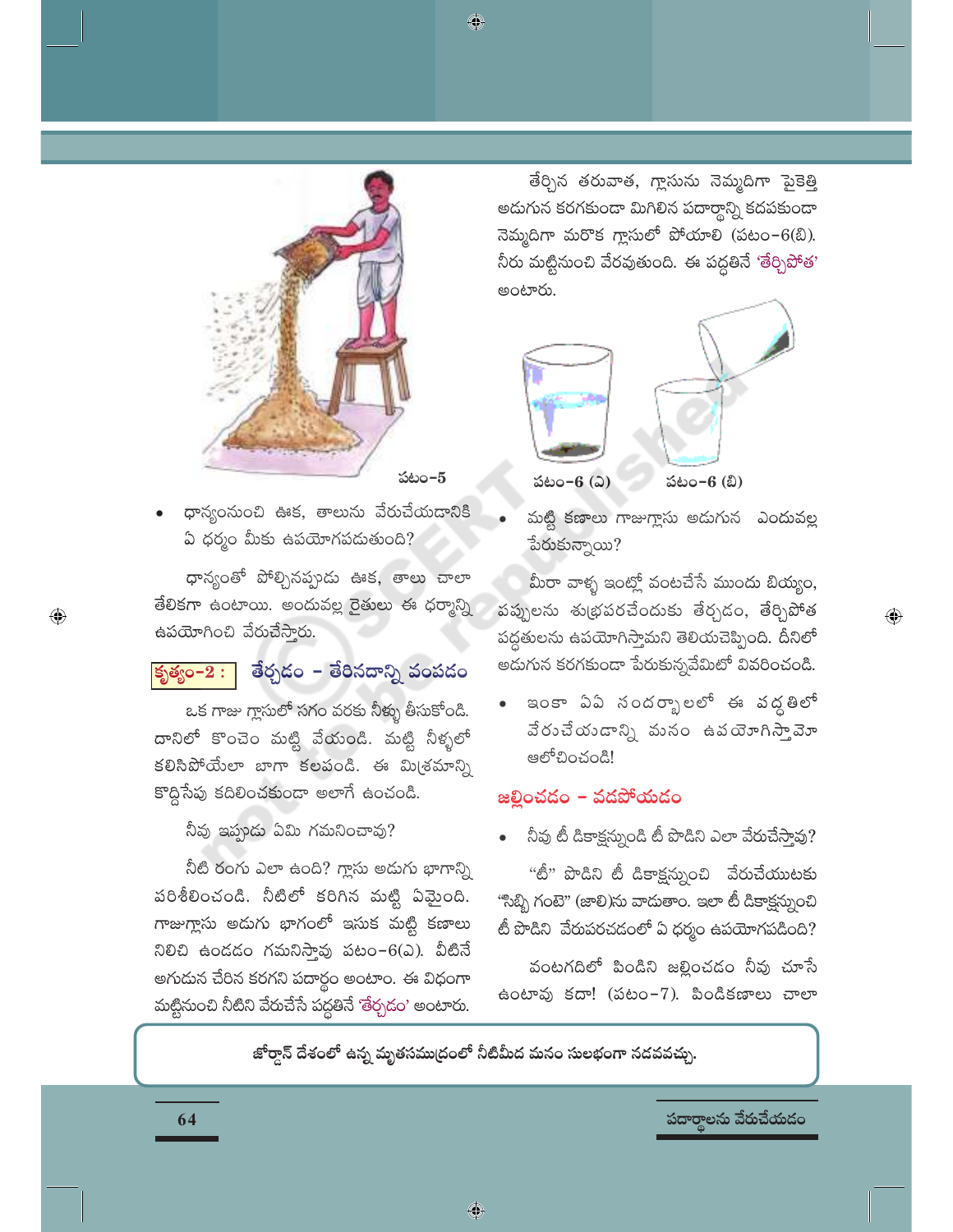పటం-5

- ధాన్యంనుంచి ఊక, తాలును వేరుచేయడానికి ఏ ధర్మం మీకు ఉపయోగపడుతుంది?

ధాన్యంతో పోల్చినప్పుడు ఊక, తాలు చాలా తేలికగా ఉంటాయి. అందువల్ల రైతులు ఈ ధర్మాన్ని ఉపయోగించి వేరుచేస్తారు.

## కృత్యం-2 : తేర్చడం – తేరినదాన్ని వంపడం

ఒక గాజు గ్లాసులో సగం వరకు నీళ్ళు తీసుకోండి. దానిలో కొంచెం మట్టి వేయండి. మట్టి నీళ్ళలో కలిసిపోయేలా బాగా కలపండి. ఈ మిశ్రమాన్ని కొద్దిసేపు కదిలించకుండా అలాగే ఉంచండి.

నీవు ఇప్పుడు ఏమి గమనించావు?

నీటి రంగు ఎలా ఉంది? గ్లాసు అడుగు భాగాన్ని పరిశీలించండి. నీటిలో కరిగిన మట్టి ఏమైంది. గాజుగ్లాసు అడుగు భాగంలో ఇసుక మట్టి కణాలు నిలిచి ఉండడం గమనిస్తావు పటం-6(ఎ). వీటినే అగుడున చేరిన కరగని పదార్థం అంటాం. ఈ విధంగా మట్టినుంచి నీటిని వేరుచేసే పద్ధతినే 'తేర్చడం' అంటారు.

తేర్చిన తరువాత, గ్లాసును నెమ్మదిగా పైకెత్తి అడుగున కరగకుండా మిగిలిన పదార్థాన్ని కదపకుండా నెమ్మదిగా మరొక గ్లాసులో పోయాలి (పటం-6(బి). నీరు మట్టినుంచి వేరవుతుంది. ఈ పద్ధతినే 'తేర్చిపోత' అంటారు.

పటం-6 (ఎ)　　పటం-6 (బి)

- మట్టి కణాలు గాజుగ్లాసు అడుగున ఎందువల్ల పేరుకున్నాయి?

మీరా వాళ్ళ ఇంట్లో వంటచేసే ముందు బియ్యం, పప్పులను శుభ్రపరచేందుకు తేర్చడం, తేర్చిపోత పద్ధతులను ఉపయోగిస్తామని తెలియచెప్పింది. దీనిలో అడుగున కరగకుండా పేరుకున్నవేమిటో వివరించండి.

- ఇంకా ఏఏ సందర్భాలలో ఈ పద్ధతిలో వేరుచేయడాన్ని మనం ఉపయోగిస్తావో ఆలోచించండి!

## జల్లించడం – వడపోయడం

- నీవు టీ డికాక్షన్నుండి టీ పొడిని ఎలా వేరుచేస్తావు?

"టీ" పొడిని టీ డికాక్షన్నుంచి వేరుచేయుటకు "సిబ్బి గంటె" (జాలి)ను వాడుతాం. ఇలా టీ డికాక్షన్నుంచి టీ పొడిని వేరుపరచడంలో ఏ ధర్మం ఉపయోగపడింది?

వంటగదిలో పిండిని జల్లించడం నీవు చూసే ఉంటావు కదా! (పటం-7). పిండికణాలు చాలా

జోర్డాన్ దేశంలో ఉన్న మృతసముద్రంలో నీటిమీద మనం సులభంగా నడవవచ్చు.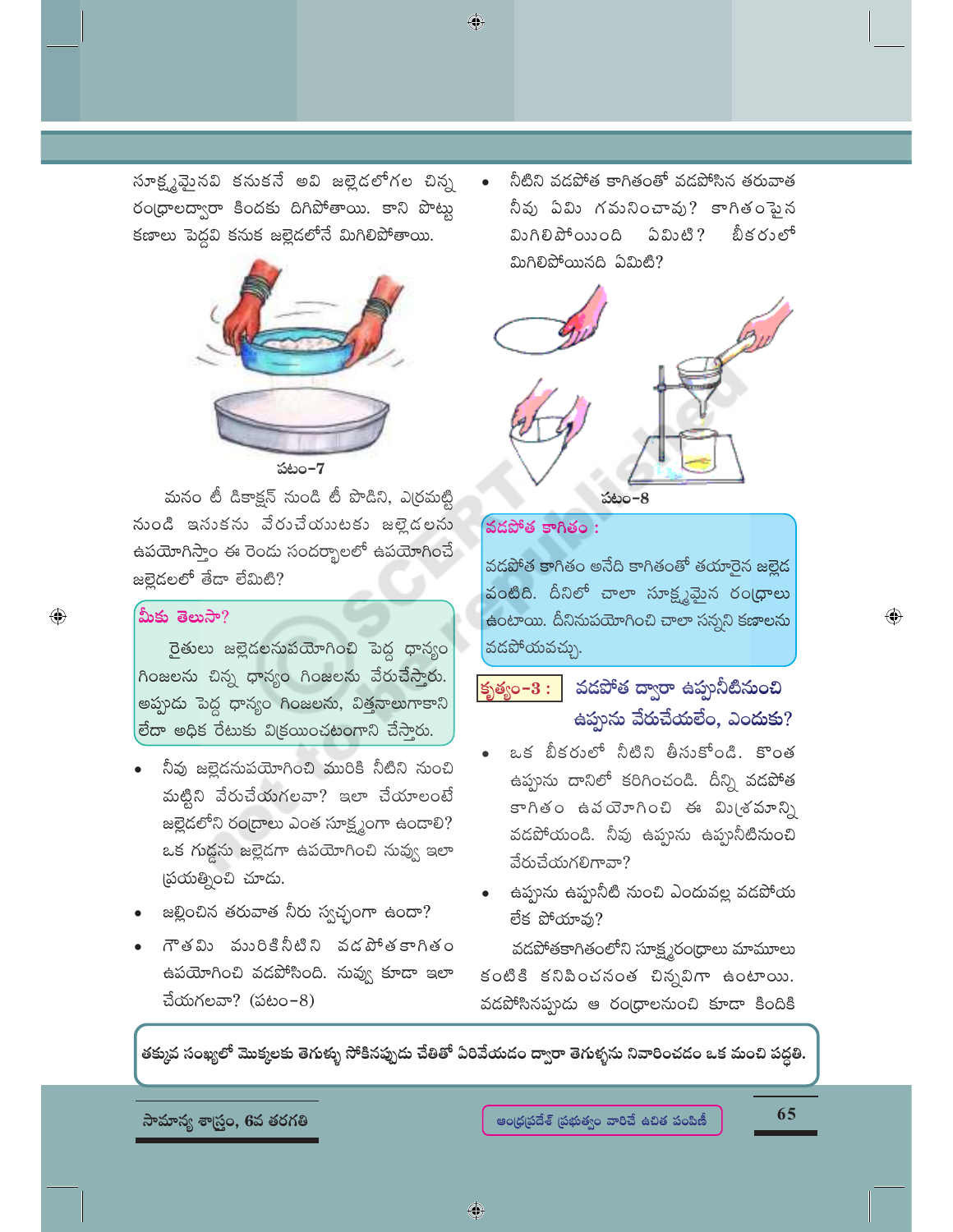సూక్ష్మమైనవి కనుకనే అవి జల్లెడలోగల చిన్న రంధ్రాలద్వారా కిందకు దిగిపోతాయి. కాని పొట్టు కణాలు పెద్దవి కనుక జల్లెడలోనే మిగిలిపోతాయి.

పటం-7

మనం టీ డికాక్షన్ నుండి టీ పొడిని, ఎర్రమట్టి నుండి ఇసుకను వేరుచేయుటకు జల్లెడలను ఉపయోగిస్తాం ఈ రెండు సందర్భాలలో ఉపయోగించే జల్లెడలలో తేడా లేమిటి?

**మీకు తెలుసా?**

రైతులు జల్లెడలనుపయోగించి పెద్ద ధాన్యం గింజలను చిన్న ధాన్యం గింజలను వేరుచేస్తారు. అప్పుడు పెద్ద ధాన్యం గింజలను, విత్తనాలుగాకాని లేదా అధిక రేటుకు విక్రయించటంగాని చేస్తారు.

- నీవు జల్లెడనుపయోగించి మురికి నీటిని నుంచి మట్టిని వేరుచేయగలవా? ఇలా చేయాలంటే జల్లెడలోని రంధ్రాలు ఎంత సూక్ష్మంగా ఉండాలి? ఒక గుడ్డను జల్లెడగా ఉపయోగించి నువ్వు ఇలా ప్రయత్నించి చూడు.
- జల్లించిన తరువాత నీరు స్వచ్ఛంగా ఉందా?
- గౌతమి మురికినీటిని వడపోతకాగితం ఉపయోగించి వడపోసింది. నువ్వు కూడా ఇలా చేయగలవా? (పటం-8)
- నీటిని వడపోత కాగితంతో వడపోసిన తరువాత నీవు ఏమి గమనించావు? కాగితంపైన మిగిలిపోయింది ఏమిటి? బీకరులో మిగిలిపోయినది ఏమిటి?

పటం-8

**వడపోత కాగితం :**

వడపోత కాగితం అనేది కాగితంతో తయారైన జల్లెడ వంటిది. దీనిలో చాలా సూక్ష్మమైన రంధ్రాలు ఉంటాయి. దీనినుపయోగించి చాలా సన్నని కణాలను వడపోయవచ్చు.

### కృత్యం-3 : వడపోత ద్వారా ఉప్పునీటినుంచి ఉప్పును వేరుచేయలేం, ఎందుకు?

- ఒక బీకరులో నీటిని తీసుకోండి. కొంత ఉప్పును దానిలో కరిగించండి. దీన్ని వడపోత కాగితం ఉపయోగించి ఈ మిశ్రమాన్ని వడపోయండి. నీవు ఉప్పును ఉప్పునీటినుంచి వేరుచేయగలిగావా?
- ఉప్పును ఉప్పునీటి నుంచి ఎందువల్ల వడపోయ లేక పోయావు?

వడపోతకాగితంలోని సూక్ష్మరంధ్రాలు మామూలు కంటికి కనిపించనంత చిన్నవిగా ఉంటాయి. వడపోసినప్పుడు ఆ రంధ్రాలనుంచి కూడా కిందికి

తక్కువ సంఖ్యలో మొక్కలకు తెగుళ్ళు సోకినప్పుడు చేతితో ఏరివేయడం ద్వారా తెగుళ్ళను నివారించడం ఒక మంచి పద్ధతి.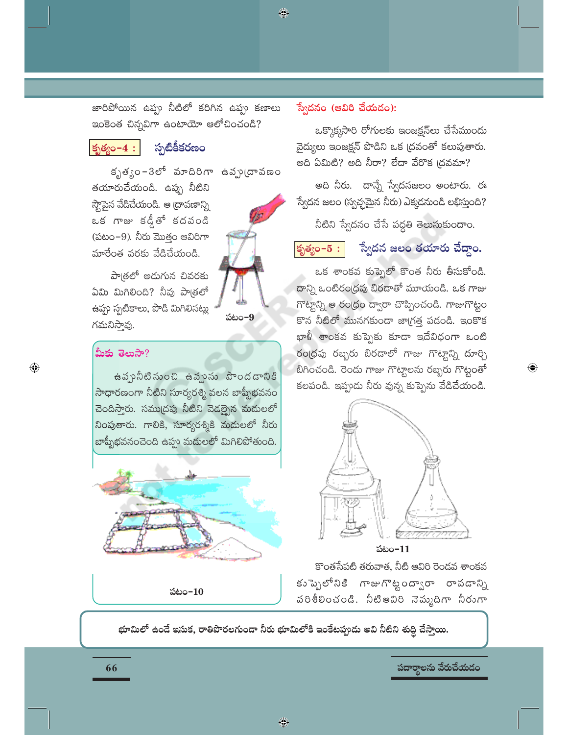జారిపోయిన ఉప్పు నీటిలో కరిగిన ఉప్పు కణాలు ఇంకెంత చిన్నవిగా ఉంటాయో ఆలోచించండి?

### కృత్యం-4 : స్ఫటికీకరణం

కృత్యం-3లో మాదిరిగా ఉప్పుద్రావణం తయారుచేయండి. ఉప్పు నీటిని స్టౌపైన వేడిచేయండి. ఆ ద్రావణాన్ని ఒక గాజు కడ్డీతో కదపండి (పటం-9). నీరు మొత్తం ఆవిరిగా మారేంత వరకు వేడిచేయండి.

పటం-9

పాత్రలో అడుగున చివరకు ఏమి మిగిలింది? నీవు పాత్రలో ఉప్పు స్ఫటికాలు, పొడి మిగిలినట్లు గమనిస్తావు.

**మీకు తెలుసా?**

ఉప్పునీటి నుంచి ఉప్పును పొందడానికి సాధారణంగా నీటిని సూర్యరశ్మి వలన బాష్పీభవనం చెందిస్తారు. సముద్రపు నీటిని వెడల్పైన మడులలో నింపుతారు. గాలికి, సూర్యరశ్మికి మడులలో నీరు బాష్పీభవనంచెంది ఉప్పు మడులలో మిగిలిపోతుంది.

పటం-10

### స్వేదనం (ఆవిరి చేయడం):

ఒక్కొక్కసారి రోగులకు ఇంజక్షన్‌లు చేసేముందు వైద్యులు ఇంజక్షన్ పొడిని ఒక ద్రవంతో కలుపుతారు. అది ఏమిటి? అది నీరా? లేదా వేరొక ద్రవమా?

అది నీరు. దాన్నే స్వేదనజలం అంటారు. ఈ స్వేదన జలం (స్వచ్ఛమైన నీరు) ఎక్కడనుండి లభిస్తుంది?

నీటిని స్వేదనం చేసే పద్ధతి తెలుసుకుందాం.

### కృత్యం-5 : స్వేదన జలం తయారు చేద్దాం.

ఒక శాంకవ కుప్పెలో కొంత నీరు తీసుకోండి. దాన్ని ఒంటిరంధ్రపు బిరడాతో మూయండి. ఒక గాజు గొట్టాన్ని ఆ రంధ్రం ద్వారా చొప్పించండి. గాజుగొట్టం కొన నీటిలో మునగకుండా జాగ్రత్త పడండి. ఇంకొక ఖాళీ శాంకవ కుప్పెకు కూడా ఇదేవిధంగా ఒంటి రంధ్రపు రబ్బరు బిరడాలో గాజు గొట్టాన్ని దూర్చి బిగించండి. రెండు గాజు గొట్టాలను రబ్బరు గొట్టంతో కలపండి. ఇప్పుడు నీరు వున్న కుప్పెను వేడిచేయండి.

పటం-11

కొంతసేపటి తరువాత, నీటి ఆవిరి రెండవ శాంకవ కుప్పెలోనికి గాజుగొట్టంద్వారా రావడాన్ని పరిశీలించండి. నీటిఆవిరి నెమ్మదిగా నీరుగా

**భూమిలో ఉండే ఇసుక, రాతిపొరలగుండా నీరు భూమిలోకి ఇంకేటప్పుడు అవి నీటిని శుద్ధి చేస్తాయి.**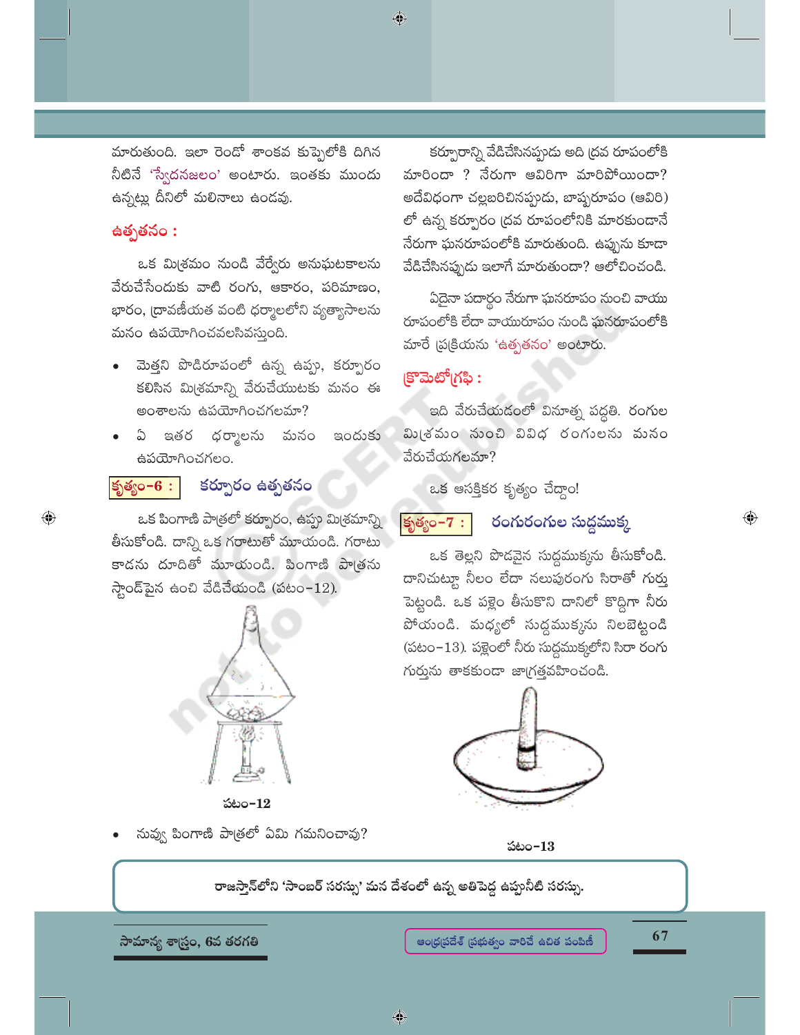మారుతుంది. ఇలా రెండో శాంకవ కుప్పెలోకి దిగిన నీటినే 'స్వేదనజలం' అంటారు. ఇంతకు ముందు ఉన్నట్లు దీనిలో మలినాలు ఉండవు.

### ఉత్పతనం :

ఒక మిశ్రమం నుండి వేర్వేరు అనుఘటకాలను వేరుచేసేందుకు వాటి రంగు, ఆకారం, పరిమాణం, భారం, ద్రావణీయత వంటి ధర్మాలలోని వ్యత్యాసాలను మనం ఉపయోగించవలసివస్తుంది.

- మెత్తని పొడిరూపంలో ఉన్న ఉప్పు, కర్పూరం కలిసిన మిశ్రమాన్ని వేరుచేయుటకు మనం ఈ అంశాలను ఉపయోగించగలమా?
- ఏ ఇతర ధర్మాలను మనం ఇందుకు ఉపయోగించగలం.

### కృత్యం-6 : కర్పూరం ఉత్పతనం

ఒక పింగాణి పాత్రలో కర్పూరం, ఉప్పు మిశ్రమాన్ని తీసుకోండి. దాన్ని ఒక గరాటుతో మూయండి. గరాటు కాడను దూదితో మూయండి. పింగాణి పాత్రను స్టాండ్‌పైన ఉంచి వేడిచేయండి (పటం-12).

పటం-12

- నువ్వు పింగాణి పాత్రలో ఏమి గమనించావు?

కర్పూరాన్ని వేడిచేసినప్పుడు అది ద్రవ రూపంలోకి మారిందా ? నేరుగా ఆవిరిగా మారిపోయిందా? అదేవిధంగా చల్లబరిచినప్పుడు, బాష్పరూపం (ఆవిరి) లో ఉన్న కర్పూరం ద్రవ రూపంలోనికి మారకుండానే నేరుగా ఘనరూపంలోకి మారుతుంది. ఉప్పును కూడా వేడిచేసినప్పుడు ఇలాగే మారుతుందా? ఆలోచించండి.

ఏదైనా పదార్థం నేరుగా ఘనరూపం నుంచి వాయు రూపంలోకి లేదా వాయురూపం నుండి ఘనరూపంలోకి మారే ప్రక్రియను 'ఉత్పతనం' అంటారు.

### క్రొమెటోగ్రఫి :

ఇది వేరుచేయడంలో వినూత్న పద్ధతి. రంగుల మిశ్రమం నుంచి వివిధ రంగులను మనం వేరుచేయగలమా?

ఒక ఆసక్తికర కృత్యం చేద్దాం!

### కృత్యం-7 : రంగురంగుల సుద్దముక్క

ఒక తెల్లని పొడవైన సుద్దముక్కను తీసుకోండి. దానిచుట్టూ నీలం లేదా నలుపురంగు సిరాతో గుర్తు పెట్టండి. ఒక పళ్లెం తీసుకొని దానిలో కొద్దిగా నీరు పోయండి. మధ్యలో సుద్దముక్కను నిలబెట్టండి (పటం-13). పళ్లెంలో నీరు సుద్దముక్కలోని సిరా రంగు గుర్తును తాకకుండా జాగ్రత్తవహించండి.

పటం-13

రాజస్తాన్‌లోని 'సాంబర్ సరస్సు' మన దేశంలో ఉన్న అతిపెద్ద ఉప్పునీటి సరస్సు.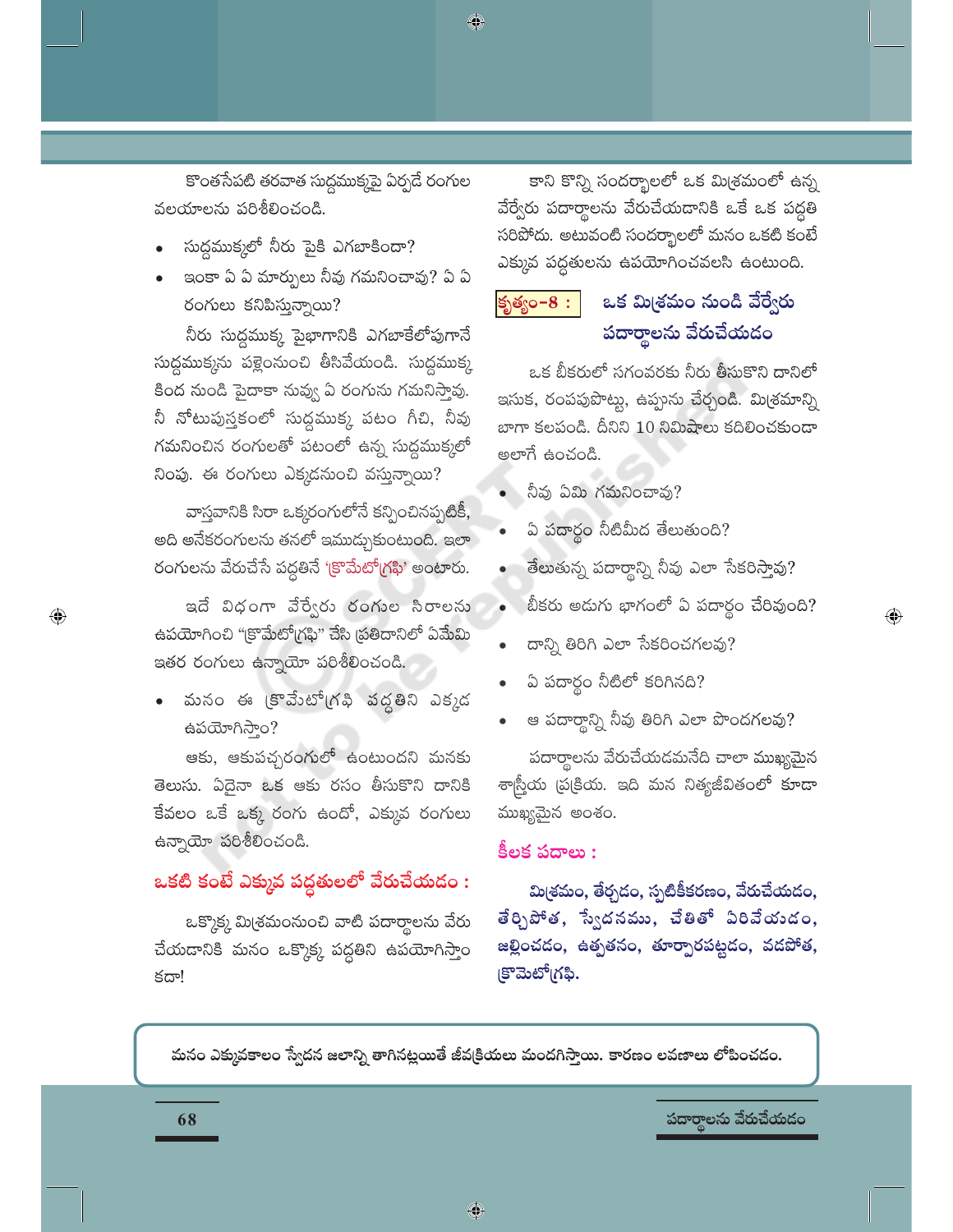కొంతసేపటి తరవాత సుద్దముక్కపై ఏర్పడే రంగుల వలయాలను పరిశీలించండి.

- సుద్దముక్కలో నీరు పైకి ఎగబాకిందా?
- ఇంకా ఏ ఏ మార్పులు నీవు గమనించావు? ఏ ఏ రంగులు కనిపిస్తున్నాయి?

నీరు సుద్దముక్క పైభాగానికి ఎగబాకేలోపుగానే సుద్దముక్కను పళ్లెంనుంచి తీసివేయండి. సుద్దముక్క కింద నుండి పైదాకా నువ్వు ఏ రంగును గమనిస్తావు. నీ నోటుపుస్తకంలో సుద్దముక్క పటం గీచి, నీవు గమనించిన రంగులతో పటంలో ఉన్న సుద్దముక్కలో నింపు. ఈ రంగులు ఎక్కడనుంచి వస్తున్నాయి?

వాస్తవానికి సిరా ఒక్కరంగులోనే కన్పించినప్పటికీ, అది అనేకరంగులను తనలో ఇముడ్చుకుంటుంది. ఇలా రంగులను వేరుచేసే పద్ధతినే 'క్రొమేటోగ్రఫి' అంటారు.

ఇదే విధంగా వేర్వేరు రంగుల సిరాలను ఉపయోగించి "క్రొమేటోగ్రఫి" చేసి ప్రతిదానిలో ఏమేమి ఇతర రంగులు ఉన్నాయో పరిశీలించండి.

- మనం ఈ క్రొమేటోగ్రఫి పద్ధతిని ఎక్కడ ఉపయోగిస్తాం?

ఆకు, ఆకుపచ్చరంగులో ఉంటుందని మనకు తెలుసు. ఏదైనా ఒక ఆకు రసం తీసుకొని దానికి కేవలం ఒకే ఒక్క రంగు ఉందో, ఎక్కువ రంగులు ఉన్నాయో పరిశీలించండి.

## ఒకటి కంటే ఎక్కువ పద్ధతులలో వేరుచేయడం :

ఒక్కొక్క మిశ్రమంనుంచి వాటి పదార్థాలను వేరు చేయడానికి మనం ఒక్కొక్క పద్ధతిని ఉపయోగిస్తాం కదా!

కాని కొన్ని సందర్భాలలో ఒక మిశ్రమంలో ఉన్న వేర్వేరు పదార్థాలను వేరుచేయడానికి ఒకే ఒక పద్ధతి సరిపోదు. అటువంటి సందర్భాలలో మనం ఒకటి కంటే ఎక్కువ పద్ధతులను ఉపయోగించవలసి ఉంటుంది.

### కృత్యం-8 : ఒక మిశ్రమం నుండి వేర్వేరు పదార్థాలను వేరుచేయడం

ఒక బీకరులో సగంవరకు నీరు తీసుకొని దానిలో ఇసుక, రంపపుపొట్టు, ఉప్పును చేర్చండి. మిశ్రమాన్ని బాగా కలపండి. దీనిని 10 నిమిషాలు కదిలించకుండా అలాగే ఉంచండి.

- నీవు ఏమి గమనించావు?
- ఏ పదార్థం నీటిమీద తేలుతుంది?
- తేలుతున్న పదార్థాన్ని నీవు ఎలా సేకరిస్తావు?
- బీకరు అడుగు భాగంలో ఏ పదార్థం చేరివుంది?
- దాన్ని తిరిగి ఎలా సేకరించగలవు?
- ఏ పదార్థం నీటిలో కరిగినది?
- ఆ పదార్థాన్ని నీవు తిరిగి ఎలా పొందగలవు?

పదార్థాలను వేరుచేయడమనేది చాలా ముఖ్యమైన శాస్త్రీయ ప్రక్రియ. ఇది మన నిత్యజీవితంలో కూడా ముఖ్యమైన అంశం.

## కీలక పదాలు :

**మిశ్రమం, తేర్చడం, స్ఫటికీకరణం, వేరుచేయడం, తేర్చిపోత, స్వేదనము, చేతితో ఏరివేయడం, జల్లించడం, ఉత్పతనం, తూర్పారపట్టడం, వడపోత, క్రొమెటోగ్రఫి.**

**మనం ఎక్కువకాలం స్వేదన జలాన్ని తాగినట్లయితే జీవక్రియలు మందగిస్తాయి. కారణం లవణాలు లోపించడం.**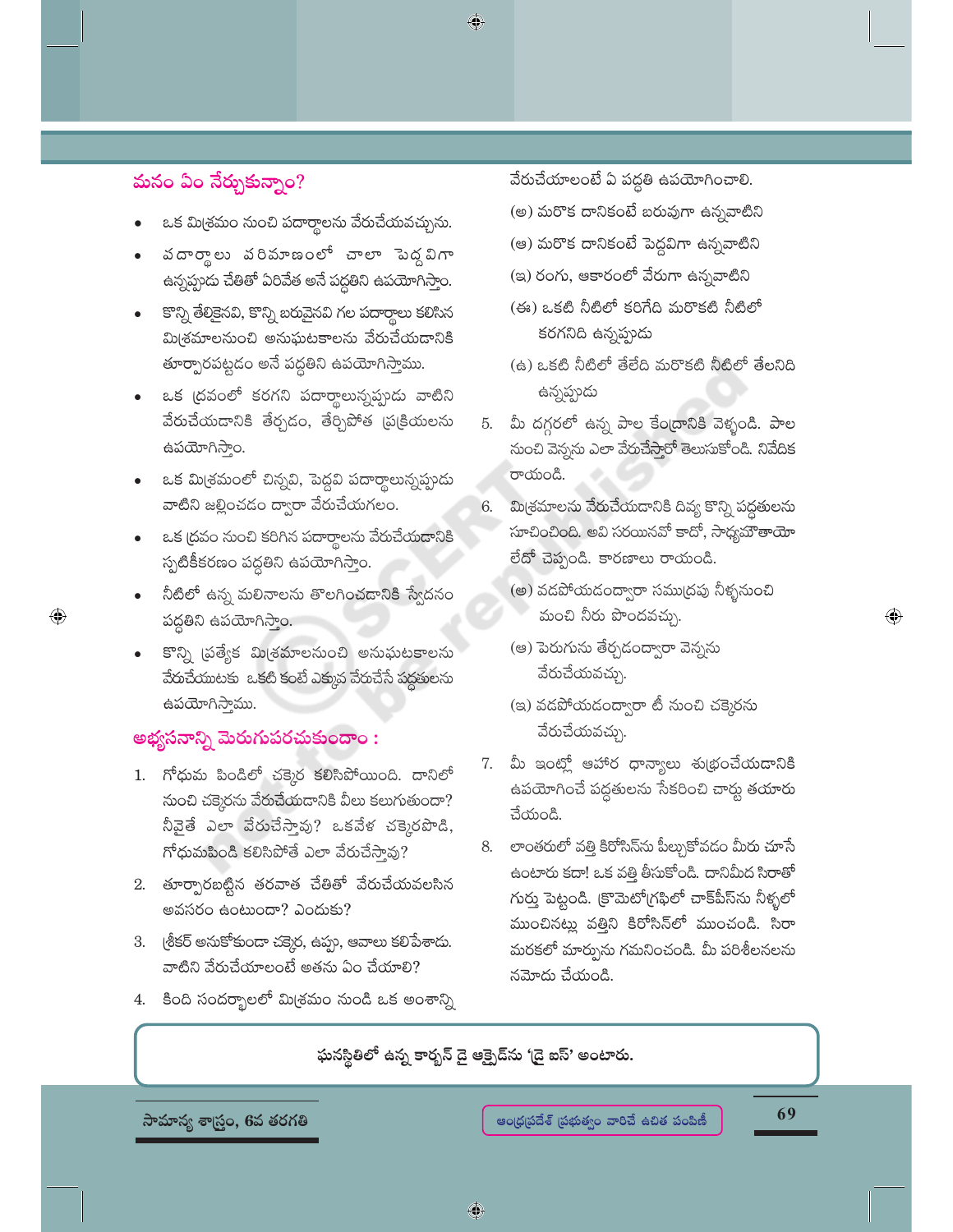## మనం ఏం నేర్చుకున్నాం?

- ఒక మిశ్రమం నుంచి పదార్థాలను వేరుచేయవచ్చును.
- పదార్థాలు పరిమాణంలో చాలా పెద్దవిగా ఉన్నప్పుడు చేతితో ఏరివేత అనే పద్ధతిని ఉపయోగిస్తాం.
- కొన్ని తేలికైనవి, కొన్ని బరువైనవి గల పదార్థాలు కలిసిన మిశ్రమాలనుంచి అనుఘటకాలను వేరుచేయడానికి తూర్పారపట్టడం అనే పద్ధతిని ఉపయోగిస్తాము.
- ఒక ద్రవంలో కరగని పదార్థాలున్నప్పుడు వాటిని వేరుచేయడానికి తేర్చడం, తేర్చిపోత ప్రక్రియలను ఉపయోగిస్తాం.
- ఒక మిశ్రమంలో చిన్నవి, పెద్దవి పదార్థాలున్నప్పుడు వాటిని జల్లించడం ద్వారా వేరుచేయగలం.
- ఒక ద్రవం నుంచి కరిగిన పదార్థాలను వేరుచేయడానికి స్ఫటికీకరణం పద్ధతిని ఉపయోగిస్తాం.
- నీటిలో ఉన్న మలినాలను తొలగించడానికి స్వేదనం పద్ధతిని ఉపయోగిస్తాం.
- కొన్ని ప్రత్యేక మిశ్రమాలనుంచి అనుఘటకాలను వేరుచేయుటకు ఒకటి కంటే ఎక్కువ వేరుచేసే పద్ధతులను ఉపయోగిస్తాము.

## అభ్యసనాన్ని మెరుగుపరచుకుందాం :

1. గోధుమ పిండిలో చక్కెర కలిసిపోయింది. దానిలో నుంచి చక్కెరను వేరుచేయడానికి వీలు కలుగుతుందా? నీవైతే ఎలా వేరుచేస్తావు? ఒకవేళ చక్కెరపొడి, గోధుమపిండి కలిసిపోతే ఎలా వేరుచేస్తావు?
2. తూర్పారబట్టిన తరవాత చేతితో వేరుచేయవలసిన అవసరం ఉంటుందా? ఎందుకు?
3. శ్రీకర్ అనుకోకుండా చక్కెర, ఉప్పు, ఆవాలు కలిపేశాడు. వాటిని వేరుచేయాలంటే అతను ఏం చేయాలి?
4. కింది సందర్భాలలో మిశ్రమం నుండి ఒక అంశాన్ని వేరుచేయాలంటే ఏ పద్ధతి ఉపయోగించాలి.
   (అ) మరొక దానికంటే బరువుగా ఉన్నవాటిని
   (ఆ) మరొక దానికంటే పెద్దవిగా ఉన్నవాటిని
   (ఇ) రంగు, ఆకారంలో వేరుగా ఉన్నవాటిని
   (ఈ) ఒకటి నీటిలో కరిగేది మరొకటి నీటిలో కరగనిది ఉన్నప్పుడు
   (ఉ) ఒకటి నీటిలో తేలేది మరొకటి నీటిలో తేలనిది ఉన్నప్పుడు
5. మీ దగ్గరలో ఉన్న పాల కేంద్రానికి వెళ్ళండి. పాల నుంచి వెన్నను ఎలా వేరుచేస్తారో తెలుసుకోండి. నివేదిక రాయండి.
6. మిశ్రమాలను వేరుచేయడానికి దివ్య కొన్ని పద్ధతులను సూచించింది. అవి సరయినవో కాదో, సాధ్యమౌతాయో లేదో చెప్పండి. కారణాలు రాయండి.
   (అ) వడపోయడంద్వారా సముద్రపు నీళ్ళనుంచి మంచి నీరు పొందవచ్చు.
   (ఆ) పెరుగును తేర్చడంద్వారా వెన్నను వేరుచేయవచ్చు.
   (ఇ) వడపోయడంద్వారా టీ నుంచి చక్కెరను వేరుచేయవచ్చు.
7. మీ ఇంట్లో ఆహార ధాన్యాలు శుభ్రంచేయడానికి ఉపయోగించే పద్ధతులను సేకరించి చార్టు తయారు చేయండి.
8. లాంతరులో వత్తి కిరోసిన్‌ను పీల్చుకోవడం మీరు చూసే ఉంటారు కదా! ఒక వత్తి తీసుకోండి. దానిమీద సిరాతో గుర్తు పెట్టండి. క్రొమెటోగ్రఫిలో చాక్‌పీస్‌ను నీళ్ళలో ముంచినట్లు వత్తిని కిరోసిన్‌లో ముంచండి. సిరా మరకలో మార్పును గమనించండి. మీ పరిశీలనలను నమోదు చేయండి.

**ఘనస్థితిలో ఉన్న కార్బన్ డై ఆక్సైడ్‌ను 'డ్రై ఐస్' అంటారు.**